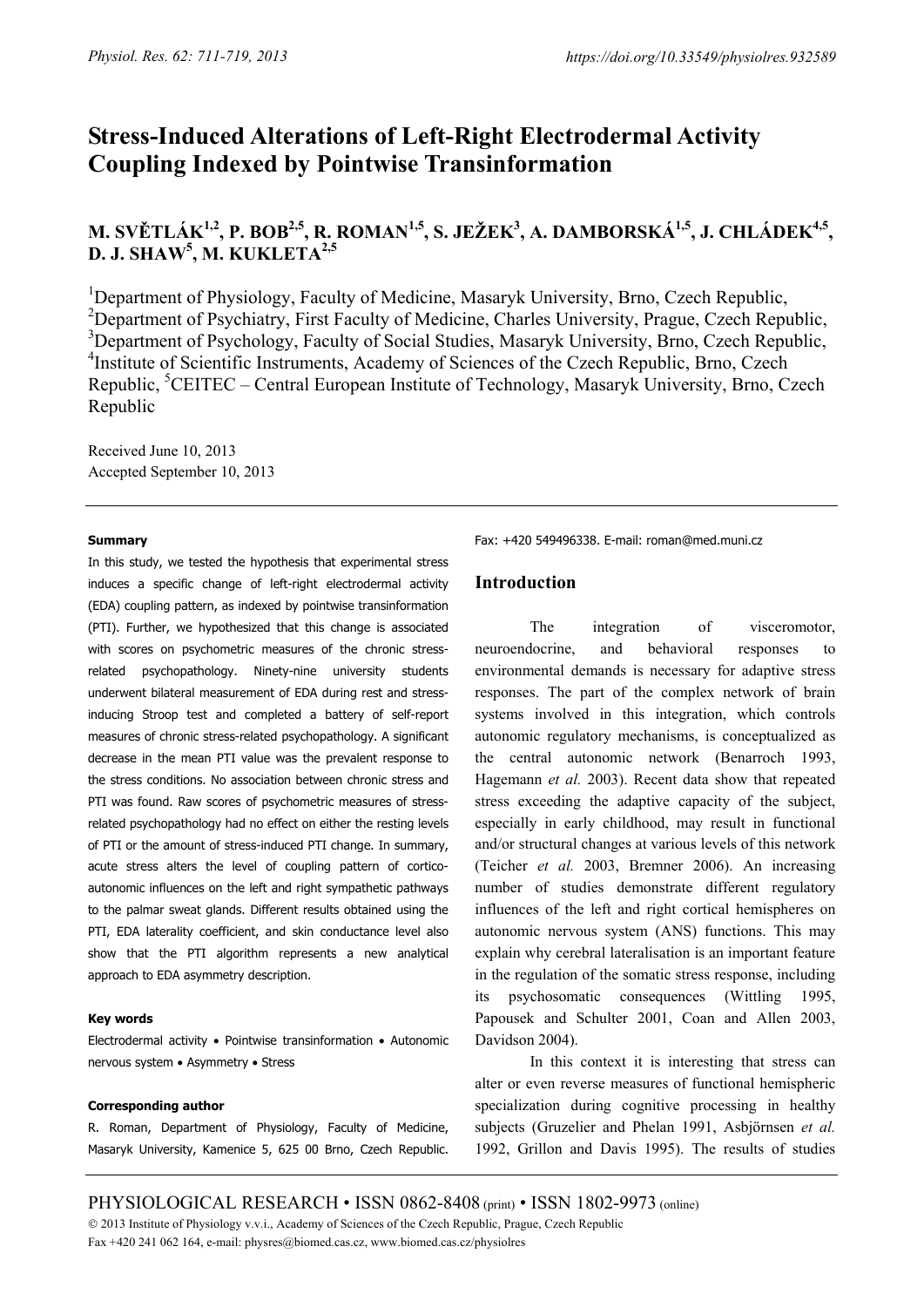# Stress-Induced Alterations of Left-Right Electrodermal Activity Coupling Indexed by Pointwise Transinformation

**M. SVĚTLÁK[1,2], P. BOB[2,5], R. ROMAN[1,5], S. JEŽEK[3], A. DAMBORSKÁ[1,5], J. CHLÁDEK[4,5], D. J. SHAW[5], M. KUKLETA[2,5]**

[1]Department of Physiology, Faculty of Medicine, Masaryk University, Brno, Czech Republic, [2]Department of Psychiatry, First Faculty of Medicine, Charles University, Prague, Czech Republic, [3]Department of Psychology, Faculty of Social Studies, Masaryk University, Brno, Czech Republic, [4]Institute of Scientific Instruments, Academy of Sciences of the Czech Republic, Brno, Czech Republic, [5]CEITEC – Central European Institute of Technology, Masaryk University, Brno, Czech Republic

Received June 10, 2013
Accepted September 10, 2013

#### Summary

In this study, we tested the hypothesis that experimental stress induces a specific change of left-right electrodermal activity (EDA) coupling pattern, as indexed by pointwise transinformation (PTI). Further, we hypothesized that this change is associated with scores on psychometric measures of the chronic stress-related psychopathology. Ninety-nine university students underwent bilateral measurement of EDA during rest and stress-inducing Stroop test and completed a battery of self-report measures of chronic stress-related psychopathology. A significant decrease in the mean PTI value was the prevalent response to the stress conditions. No association between chronic stress and PTI was found. Raw scores of psychometric measures of stress-related psychopathology had no effect on either the resting levels of PTI or the amount of stress-induced PTI change. In summary, acute stress alters the level of coupling pattern of cortico-autonomic influences on the left and right sympathetic pathways to the palmar sweat glands. Different results obtained using the PTI, EDA laterality coefficient, and skin conductance level also show that the PTI algorithm represents a new analytical approach to EDA asymmetry description.

#### Key words

Electrodermal activity • Pointwise transinformation • Autonomic nervous system • Asymmetry • Stress

#### Corresponding author

R. Roman, Department of Physiology, Faculty of Medicine, Masaryk University, Kamenice 5, 625 00 Brno, Czech Republic. Fax: +420 549496338. E-mail: roman@med.muni.cz

## Introduction

The integration of visceromotor, neuroendocrine, and behavioral responses to environmental demands is necessary for adaptive stress responses. The part of the complex network of brain systems involved in this integration, which controls autonomic regulatory mechanisms, is conceptualized as the central autonomic network (Benarroch 1993, Hagemann *et al.* 2003). Recent data show that repeated stress exceeding the adaptive capacity of the subject, especially in early childhood, may result in functional and/or structural changes at various levels of this network (Teicher *et al.* 2003, Bremner 2006). An increasing number of studies demonstrate different regulatory influences of the left and right cortical hemispheres on autonomic nervous system (ANS) functions. This may explain why cerebral lateralisation is an important feature in the regulation of the somatic stress response, including its psychosomatic consequences (Wittling 1995, Papousek and Schulter 2001, Coan and Allen 2003, Davidson 2004).

In this context it is interesting that stress can alter or even reverse measures of functional hemispheric specialization during cognitive processing in healthy subjects (Gruzelier and Phelan 1991, Asbjörnsen *et al.* 1992, Grillon and Davis 1995). The results of studies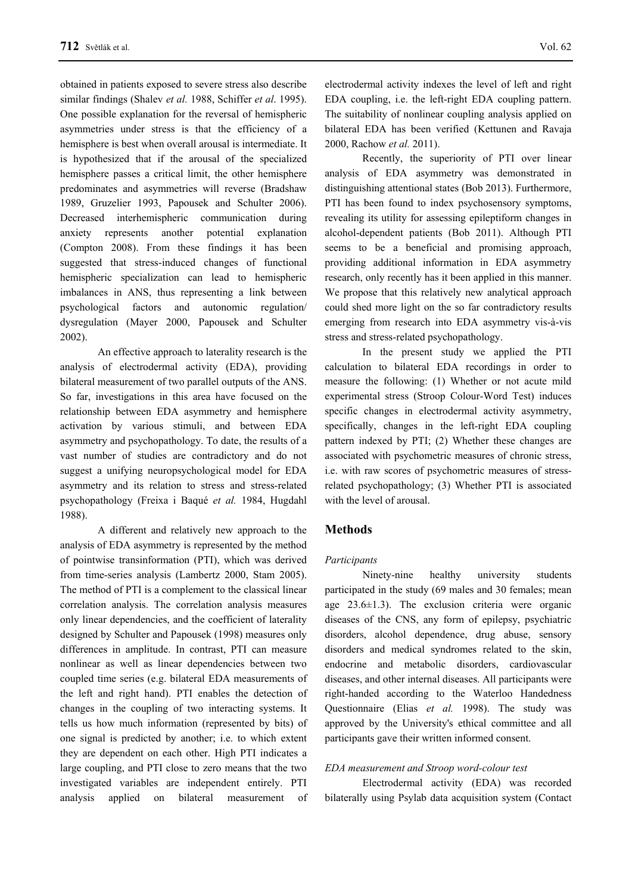obtained in patients exposed to severe stress also describe similar findings (Shalev *et al.* 1988, Schiffer *et al*. 1995). One possible explanation for the reversal of hemispheric asymmetries under stress is that the efficiency of a hemisphere is best when overall arousal is intermediate. It is hypothesized that if the arousal of the specialized hemisphere passes a critical limit, the other hemisphere predominates and asymmetries will reverse (Bradshaw 1989, Gruzelier 1993, Papousek and Schulter 2006). Decreased interhemispheric communication during anxiety represents another potential explanation (Compton 2008). From these findings it has been suggested that stress-induced changes of functional hemispheric specialization can lead to hemispheric imbalances in ANS, thus representing a link between psychological factors and autonomic regulation/ dysregulation (Mayer 2000, Papousek and Schulter 2002).

An effective approach to laterality research is the analysis of electrodermal activity (EDA), providing bilateral measurement of two parallel outputs of the ANS. So far, investigations in this area have focused on the relationship between EDA asymmetry and hemisphere activation by various stimuli, and between EDA asymmetry and psychopathology. To date, the results of a vast number of studies are contradictory and do not suggest a unifying neuropsychological model for EDA asymmetry and its relation to stress and stress-related psychopathology (Freixa i Baqué *et al.* 1984, Hugdahl 1988).

A different and relatively new approach to the analysis of EDA asymmetry is represented by the method of pointwise transinformation (PTI), which was derived from time-series analysis (Lambertz 2000, Stam 2005). The method of PTI is a complement to the classical linear correlation analysis. The correlation analysis measures only linear dependencies, and the coefficient of laterality designed by Schulter and Papousek (1998) measures only differences in amplitude. In contrast, PTI can measure nonlinear as well as linear dependencies between two coupled time series (e.g. bilateral EDA measurements of the left and right hand). PTI enables the detection of changes in the coupling of two interacting systems. It tells us how much information (represented by bits) of one signal is predicted by another; i.e. to which extent they are dependent on each other. High PTI indicates a large coupling, and PTI close to zero means that the two investigated variables are independent entirely. PTI analysis applied on bilateral measurement of electrodermal activity indexes the level of left and right EDA coupling, i.e. the left-right EDA coupling pattern. The suitability of nonlinear coupling analysis applied on bilateral EDA has been verified (Kettunen and Ravaja 2000, Rachow *et al.* 2011).

Recently, the superiority of PTI over linear analysis of EDA asymmetry was demonstrated in distinguishing attentional states (Bob 2013). Furthermore, PTI has been found to index psychosensory symptoms, revealing its utility for assessing epileptiform changes in alcohol-dependent patients (Bob 2011). Although PTI seems to be a beneficial and promising approach, providing additional information in EDA asymmetry research, only recently has it been applied in this manner. We propose that this relatively new analytical approach could shed more light on the so far contradictory results emerging from research into EDA asymmetry vis-à-vis stress and stress-related psychopathology.

In the present study we applied the PTI calculation to bilateral EDA recordings in order to measure the following: (1) Whether or not acute mild experimental stress (Stroop Colour-Word Test) induces specific changes in electrodermal activity asymmetry, specifically, changes in the left-right EDA coupling pattern indexed by PTI; (2) Whether these changes are associated with psychometric measures of chronic stress, i.e. with raw scores of psychometric measures of stress-related psychopathology; (3) Whether PTI is associated with the level of arousal.

## Methods

### *Participants*

Ninety-nine healthy university students participated in the study (69 males and 30 females; mean age 23.6±1.3). The exclusion criteria were organic diseases of the CNS, any form of epilepsy, psychiatric disorders, alcohol dependence, drug abuse, sensory disorders and medical syndromes related to the skin, endocrine and metabolic disorders, cardiovascular diseases, and other internal diseases. All participants were right-handed according to the Waterloo Handedness Questionnaire (Elias *et al.* 1998). The study was approved by the University's ethical committee and all participants gave their written informed consent.

### *EDA measurement and Stroop word-colour test*

Electrodermal activity (EDA) was recorded bilaterally using Psylab data acquisition system (Contact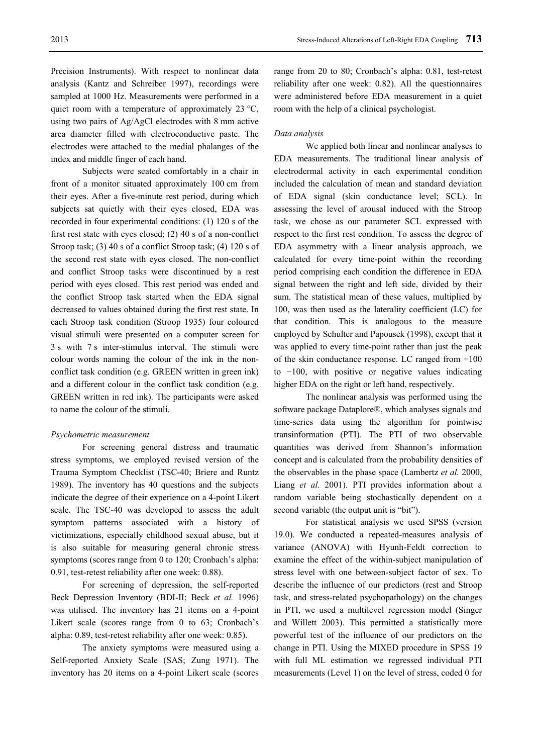Precision Instruments). With respect to nonlinear data analysis (Kantz and Schreiber 1997), recordings were sampled at 1000 Hz. Measurements were performed in a quiet room with a temperature of approximately 23 °C, using two pairs of Ag/AgCl electrodes with 8 mm active area diameter filled with electroconductive paste. The electrodes were attached to the medial phalanges of the index and middle finger of each hand.

Subjects were seated comfortably in a chair in front of a monitor situated approximately 100 cm from their eyes. After a five-minute rest period, during which subjects sat quietly with their eyes closed, EDA was recorded in four experimental conditions: (1) 120 s of the first rest state with eyes closed; (2) 40 s of a non-conflict Stroop task; (3) 40 s of a conflict Stroop task; (4) 120 s of the second rest state with eyes closed. The non-conflict and conflict Stroop tasks were discontinued by a rest period with eyes closed. This rest period was ended and the conflict Stroop task started when the EDA signal decreased to values obtained during the first rest state. In each Stroop task condition (Stroop 1935) four coloured visual stimuli were presented on a computer screen for 3 s with 7 s inter-stimulus interval. The stimuli were colour words naming the colour of the ink in the non-conflict task condition (e.g. GREEN written in green ink) and a different colour in the conflict task condition (e.g. GREEN written in red ink). The participants were asked to name the colour of the stimuli.

*Psychometric measurement*

For screening general distress and traumatic stress symptoms, we employed revised version of the Trauma Symptom Checklist (TSC-40; Briere and Runtz 1989). The inventory has 40 questions and the subjects indicate the degree of their experience on a 4-point Likert scale. The TSC-40 was developed to assess the adult symptom patterns associated with a history of victimizations, especially childhood sexual abuse, but it is also suitable for measuring general chronic stress symptoms (scores range from 0 to 120; Cronbach's alpha: 0.91, test-retest reliability after one week: 0.88).

For screening of depression, the self-reported Beck Depression Inventory (BDI-II; Beck *et al.* 1996) was utilised. The inventory has 21 items on a 4-point Likert scale (scores range from 0 to 63; Cronbach's alpha: 0.89, test-retest reliability after one week: 0.85).

The anxiety symptoms were measured using a Self-reported Anxiety Scale (SAS; Zung 1971). The inventory has 20 items on a 4-point Likert scale (scores range from 20 to 80; Cronbach's alpha: 0.81, test-retest reliability after one week: 0.82). All the questionnaires were administered before EDA measurement in a quiet room with the help of a clinical psychologist.

*Data analysis*

We applied both linear and nonlinear analyses to EDA measurements. The traditional linear analysis of electrodermal activity in each experimental condition included the calculation of mean and standard deviation of EDA signal (skin conductance level; SCL). In assessing the level of arousal induced with the Stroop task, we chose as our parameter SCL expressed with respect to the first rest condition. To assess the degree of EDA asymmetry with a linear analysis approach, we calculated for every time-point within the recording period comprising each condition the difference in EDA signal between the right and left side, divided by their sum. The statistical mean of these values, multiplied by 100, was then used as the laterality coefficient (LC) for that condition. This is analogous to the measure employed by Schulter and Papousek (1998), except that it was applied to every time-point rather than just the peak of the skin conductance response. LC ranged from +100 to −100, with positive or negative values indicating higher EDA on the right or left hand, respectively.

The nonlinear analysis was performed using the software package Dataplore®, which analyses signals and time-series data using the algorithm for pointwise transinformation (PTI). The PTI of two observable quantities was derived from Shannon's information concept and is calculated from the probability densities of the observables in the phase space (Lambertz *et al.* 2000, Liang *et al.* 2001). PTI provides information about a random variable being stochastically dependent on a second variable (the output unit is "bit").

For statistical analysis we used SPSS (version 19.0). We conducted a repeated-measures analysis of variance (ANOVA) with Hyunh-Feldt correction to examine the effect of the within-subject manipulation of stress level with one between-subject factor of sex. To describe the influence of our predictors (rest and Stroop task, and stress-related psychopathology) on the changes in PTI, we used a multilevel regression model (Singer and Willett 2003). This permitted a statistically more powerful test of the influence of our predictors on the change in PTI. Using the MIXED procedure in SPSS 19 with full ML estimation we regressed individual PTI measurements (Level 1) on the level of stress, coded 0 for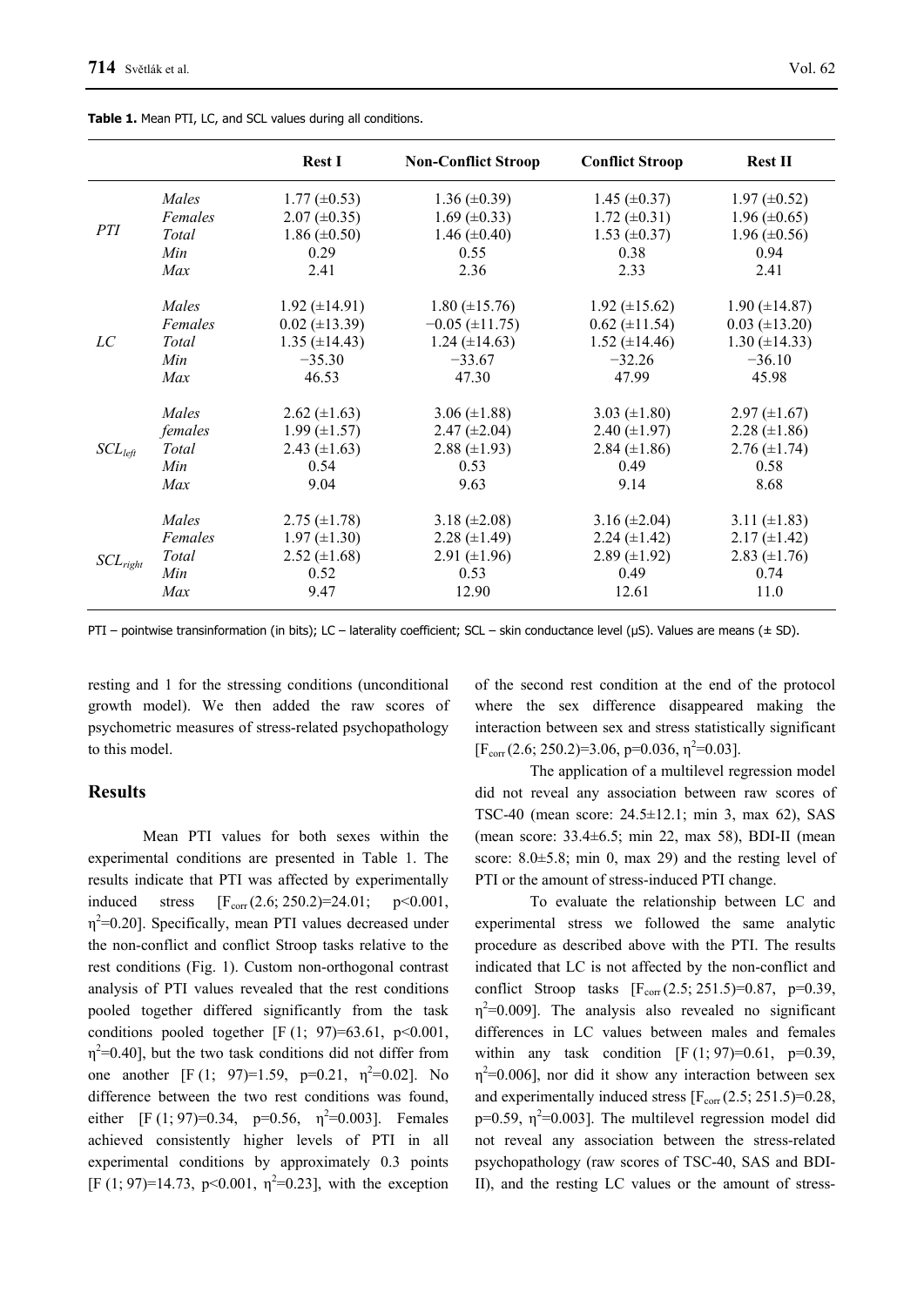**Table 1.** Mean PTI, LC, and SCL values during all conditions.

| | | Rest I | Non-Conflict Stroop | Conflict Stroop | Rest II |
|---|---|---|---|---|---|
| *PTI* | *Males* | 1.77 (±0.53) | 1.36 (±0.39) | 1.45 (±0.37) | 1.97 (±0.52) |
| | *Females* | 2.07 (±0.35) | 1.69 (±0.33) | 1.72 (±0.31) | 1.96 (±0.65) |
| | *Total* | 1.86 (±0.50) | 1.46 (±0.40) | 1.53 (±0.37) | 1.96 (±0.56) |
| | *Min* | 0.29 | 0.55 | 0.38 | 0.94 |
| | *Max* | 2.41 | 2.36 | 2.33 | 2.41 |
| *LC* | *Males* | 1.92 (±14.91) | 1.80 (±15.76) | 1.92 (±15.62) | 1.90 (±14.87) |
| | *Females* | 0.02 (±13.39) | −0.05 (±11.75) | 0.62 (±11.54) | 0.03 (±13.20) |
| | *Total* | 1.35 (±14.43) | 1.24 (±14.63) | 1.52 (±14.46) | 1.30 (±14.33) |
| | *Min* | −35.30 | −33.67 | −32.26 | −36.10 |
| | *Max* | 46.53 | 47.30 | 47.99 | 45.98 |
| $SCL_{left}$ | *Males* | 2.62 (±1.63) | 3.06 (±1.88) | 3.03 (±1.80) | 2.97 (±1.67) |
| | *females* | 1.99 (±1.57) | 2.47 (±2.04) | 2.40 (±1.97) | 2.28 (±1.86) |
| | *Total* | 2.43 (±1.63) | 2.88 (±1.93) | 2.84 (±1.86) | 2.76 (±1.74) |
| | *Min* | 0.54 | 0.53 | 0.49 | 0.58 |
| | *Max* | 9.04 | 9.63 | 9.14 | 8.68 |
| $SCL_{right}$ | *Males* | 2.75 (±1.78) | 3.18 (±2.08) | 3.16 (±2.04) | 3.11 (±1.83) |
| | *Females* | 1.97 (±1.30) | 2.28 (±1.49) | 2.24 (±1.42) | 2.17 (±1.42) |
| | *Total* | 2.52 (±1.68) | 2.91 (±1.96) | 2.89 (±1.92) | 2.83 (±1.76) |
| | *Min* | 0.52 | 0.53 | 0.49 | 0.74 |
| | *Max* | 9.47 | 12.90 | 12.61 | 11.0 |

PTI – pointwise transinformation (in bits); LC – laterality coefficient; SCL – skin conductance level (μS). Values are means (± SD).

resting and 1 for the stressing conditions (unconditional growth model). We then added the raw scores of psychometric measures of stress-related psychopathology to this model.

## Results

Mean PTI values for both sexes within the experimental conditions are presented in Table 1. The results indicate that PTI was affected by experimentally induced stress [$F_{corr}(2.6; 250.2)=24.01$; $p<0.001$, $\eta^2=0.20$]. Specifically, mean PTI values decreased under the non-conflict and conflict Stroop tasks relative to the rest conditions (Fig. 1). Custom non-orthogonal contrast analysis of PTI values revealed that the rest conditions pooled together differed significantly from the task conditions pooled together [$F(1; 97)=63.61$, $p<0.001$, $\eta^2=0.40$], but the two task conditions did not differ from one another [$F(1; 97)=1.59$, $p=0.21$, $\eta^2=0.02$]. No difference between the two rest conditions was found, either [$F(1; 97)=0.34$, $p=0.56$, $\eta^2=0.003$]. Females achieved consistently higher levels of PTI in all experimental conditions by approximately 0.3 points [$F(1; 97)=14.73$, $p<0.001$, $\eta^2=0.23$], with the exception of the second rest condition at the end of the protocol where the sex difference disappeared making the interaction between sex and stress statistically significant [$F_{corr}(2.6; 250.2)=3.06$, $p=0.036$, $\eta^2=0.03$].

The application of a multilevel regression model did not reveal any association between raw scores of TSC-40 (mean score: 24.5±12.1; min 3, max 62), SAS (mean score: 33.4±6.5; min 22, max 58), BDI-II (mean score: 8.0±5.8; min 0, max 29) and the resting level of PTI or the amount of stress-induced PTI change.

To evaluate the relationship between LC and experimental stress we followed the same analytic procedure as described above with the PTI. The results indicated that LC is not affected by the non-conflict and conflict Stroop tasks [$F_{corr}(2.5; 251.5)=0.87$, $p=0.39$, $\eta^2=0.009$]. The analysis also revealed no significant differences in LC values between males and females within any task condition [$F(1; 97)=0.61$, $p=0.39$, $\eta^2=0.006$], nor did it show any interaction between sex and experimentally induced stress [$F_{corr}(2.5; 251.5)=0.28$, $p=0.59$, $\eta^2=0.003$]. The multilevel regression model did not reveal any association between the stress-related psychopathology (raw scores of TSC-40, SAS and BDI-II), and the resting LC values or the amount of stress-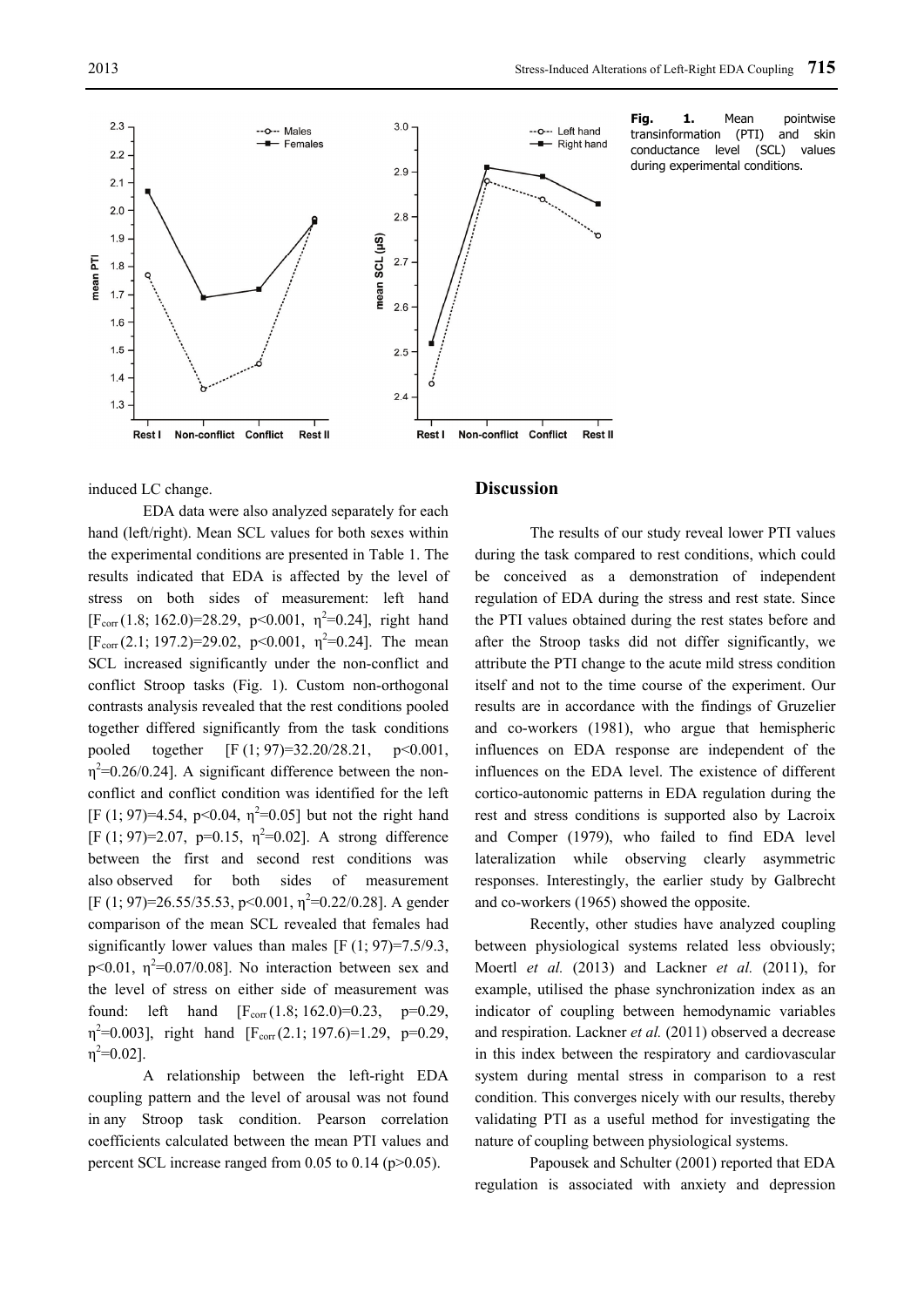Fig. 1. Mean pointwise transinformation (PTI) and skin conductance level (SCL) values during experimental conditions.

induced LC change.

EDA data were also analyzed separately for each hand (left/right). Mean SCL values for both sexes within the experimental conditions are presented in Table 1. The results indicated that EDA is affected by the level of stress on both sides of measurement: left hand [$F_{corr}$ (1.8; 162.0)=28.29, $p<0.001$, $\eta^2=0.24$], right hand [$F_{corr}$ (2.1; 197.2)=29.02, $p<0.001$, $\eta^2=0.24$]. The mean SCL increased significantly under the non-conflict and conflict Stroop tasks (Fig. 1). Custom non-orthogonal contrasts analysis revealed that the rest conditions pooled together differed significantly from the task conditions pooled together [F (1; 97)=32.20/28.21, $p<0.001$, $\eta^2=0.26/0.24$]. A significant difference between the non-conflict and conflict condition was identified for the left [F (1; 97)=4.54, $p<0.04$, $\eta^2=0.05$] but not the right hand [F (1; 97)=2.07, $p=0.15$, $\eta^2=0.02$]. A strong difference between the first and second rest conditions was also observed for both sides of measurement [F (1; 97)=26.55/35.53, $p<0.001$, $\eta^2=0.22/0.28$]. A gender comparison of the mean SCL revealed that females had significantly lower values than males [F (1; 97)=7.5/9.3, $p<0.01$, $\eta^2=0.07/0.08$]. No interaction between sex and the level of stress on either side of measurement was found: left hand [$F_{corr}$ (1.8; 162.0)=0.23, $p=0.29$, $\eta^2=0.003$], right hand [$F_{corr}$ (2.1; 197.6)=1.29, $p=0.29$, $\eta^2=0.02$].

A relationship between the left-right EDA coupling pattern and the level of arousal was not found in any Stroop task condition. Pearson correlation coefficients calculated between the mean PTI values and percent SCL increase ranged from 0.05 to 0.14 ($p>0.05$).

## Discussion

The results of our study reveal lower PTI values during the task compared to rest conditions, which could be conceived as a demonstration of independent regulation of EDA during the stress and rest state. Since the PTI values obtained during the rest states before and after the Stroop tasks did not differ significantly, we attribute the PTI change to the acute mild stress condition itself and not to the time course of the experiment. Our results are in accordance with the findings of Gruzelier and co-workers (1981), who argue that hemispheric influences on EDA response are independent of the influences on the EDA level. The existence of different cortico-autonomic patterns in EDA regulation during the rest and stress conditions is supported also by Lacroix and Comper (1979), who failed to find EDA level lateralization while observing clearly asymmetric responses. Interestingly, the earlier study by Galbrecht and co-workers (1965) showed the opposite.

Recently, other studies have analyzed coupling between physiological systems related less obviously; Moertl *et al.* (2013) and Lackner *et al.* (2011), for example, utilised the phase synchronization index as an indicator of coupling between hemodynamic variables and respiration. Lackner *et al.* (2011) observed a decrease in this index between the respiratory and cardiovascular system during mental stress in comparison to a rest condition. This converges nicely with our results, thereby validating PTI as a useful method for investigating the nature of coupling between physiological systems.

Papousek and Schulter (2001) reported that EDA regulation is associated with anxiety and depression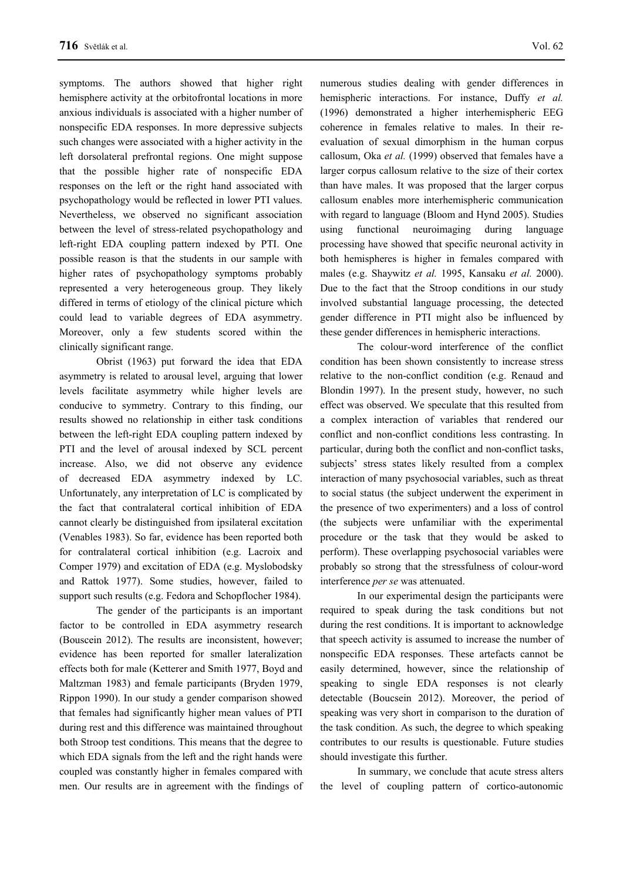symptoms. The authors showed that higher right hemisphere activity at the orbitofrontal locations in more anxious individuals is associated with a higher number of nonspecific EDA responses. In more depressive subjects such changes were associated with a higher activity in the left dorsolateral prefrontal regions. One might suppose that the possible higher rate of nonspecific EDA responses on the left or the right hand associated with psychopathology would be reflected in lower PTI values. Nevertheless, we observed no significant association between the level of stress-related psychopathology and left-right EDA coupling pattern indexed by PTI. One possible reason is that the students in our sample with higher rates of psychopathology symptoms probably represented a very heterogeneous group. They likely differed in terms of etiology of the clinical picture which could lead to variable degrees of EDA asymmetry. Moreover, only a few students scored within the clinically significant range.

Obrist (1963) put forward the idea that EDA asymmetry is related to arousal level, arguing that lower levels facilitate asymmetry while higher levels are conducive to symmetry. Contrary to this finding, our results showed no relationship in either task conditions between the left-right EDA coupling pattern indexed by PTI and the level of arousal indexed by SCL percent increase. Also, we did not observe any evidence of decreased EDA asymmetry indexed by LC. Unfortunately, any interpretation of LC is complicated by the fact that contralateral cortical inhibition of EDA cannot clearly be distinguished from ipsilateral excitation (Venables 1983). So far, evidence has been reported both for contralateral cortical inhibition (e.g. Lacroix and Comper 1979) and excitation of EDA (e.g. Myslobodsky and Rattok 1977). Some studies, however, failed to support such results (e.g. Fedora and Schopflocher 1984).

The gender of the participants is an important factor to be controlled in EDA asymmetry research (Bouscein 2012). The results are inconsistent, however; evidence has been reported for smaller lateralization effects both for male (Ketterer and Smith 1977, Boyd and Maltzman 1983) and female participants (Bryden 1979, Rippon 1990). In our study a gender comparison showed that females had significantly higher mean values of PTI during rest and this difference was maintained throughout both Stroop test conditions. This means that the degree to which EDA signals from the left and the right hands were coupled was constantly higher in females compared with men. Our results are in agreement with the findings of numerous studies dealing with gender differences in hemispheric interactions. For instance, Duffy *et al.* (1996) demonstrated a higher interhemispheric EEG coherence in females relative to males. In their re-evaluation of sexual dimorphism in the human corpus callosum, Oka *et al.* (1999) observed that females have a larger corpus callosum relative to the size of their cortex than have males. It was proposed that the larger corpus callosum enables more interhemispheric communication with regard to language (Bloom and Hynd 2005). Studies using functional neuroimaging during language processing have showed that specific neuronal activity in both hemispheres is higher in females compared with males (e.g. Shaywitz *et al.* 1995, Kansaku *et al.* 2000). Due to the fact that the Stroop conditions in our study involved substantial language processing, the detected gender difference in PTI might also be influenced by these gender differences in hemispheric interactions.

The colour-word interference of the conflict condition has been shown consistently to increase stress relative to the non-conflict condition (e.g. Renaud and Blondin 1997). In the present study, however, no such effect was observed. We speculate that this resulted from a complex interaction of variables that rendered our conflict and non-conflict conditions less contrasting. In particular, during both the conflict and non-conflict tasks, subjects' stress states likely resulted from a complex interaction of many psychosocial variables, such as threat to social status (the subject underwent the experiment in the presence of two experimenters) and a loss of control (the subjects were unfamiliar with the experimental procedure or the task that they would be asked to perform). These overlapping psychosocial variables were probably so strong that the stressfulness of colour-word interference *per se* was attenuated.

In our experimental design the participants were required to speak during the task conditions but not during the rest conditions. It is important to acknowledge that speech activity is assumed to increase the number of nonspecific EDA responses. These artefacts cannot be easily determined, however, since the relationship of speaking to single EDA responses is not clearly detectable (Boucsein 2012). Moreover, the period of speaking was very short in comparison to the duration of the task condition. As such, the degree to which speaking contributes to our results is questionable. Future studies should investigate this further.

In summary, we conclude that acute stress alters the level of coupling pattern of cortico-autonomic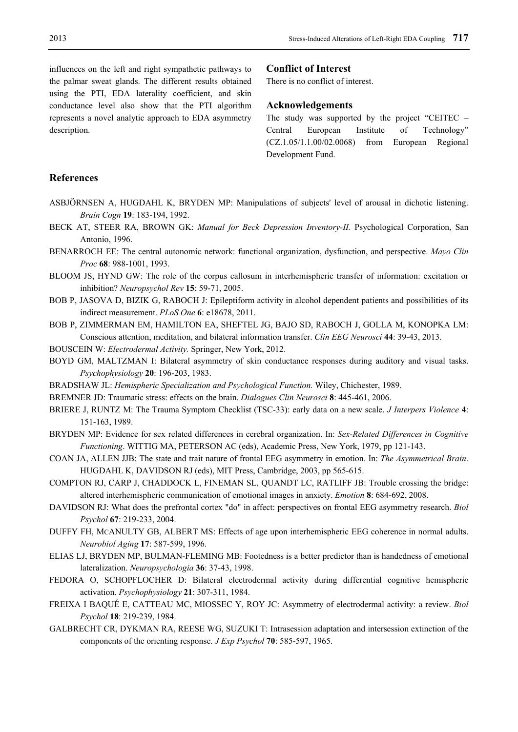influences on the left and right sympathetic pathways to the palmar sweat glands. The different results obtained using the PTI, EDA laterality coefficient, and skin conductance level also show that the PTI algorithm represents a novel analytic approach to EDA asymmetry description.

## Conflict of Interest

There is no conflict of interest.

## Acknowledgements

The study was supported by the project "CEITEC – Central European Institute of Technology" (CZ.1.05/1.1.00/02.0068) from European Regional Development Fund.

## References

ASBJÖRNSEN A, HUGDAHL K, BRYDEN MP: Manipulations of subjects' level of arousal in dichotic listening. *Brain Cogn* **19**: 183-194, 1992.

BECK AT, STEER RA, BROWN GK: *Manual for Beck Depression Inventory-II.* Psychological Corporation, San Antonio, 1996.

BENARROCH EE: The central autonomic network: functional organization, dysfunction, and perspective. *Mayo Clin Proc* **68**: 988-1001, 1993.

BLOOM JS, HYND GW: The role of the corpus callosum in interhemispheric transfer of information: excitation or inhibition? *Neuropsychol Rev* **15**: 59-71, 2005.

BOB P, JASOVA D, BIZIK G, RABOCH J: Epileptiform activity in alcohol dependent patients and possibilities of its indirect measurement. *PLoS One* **6**: e18678, 2011.

BOB P, ZIMMERMAN EM, HAMILTON EA, SHEFTEL JG, BAJO SD, RABOCH J, GOLLA M, KONOPKA LM: Conscious attention, meditation, and bilateral information transfer. *Clin EEG Neurosci* **44**: 39-43, 2013.

BOUSCEIN W: *Electrodermal Activity.* Springer, New York, 2012.

BOYD GM, MALTZMAN I: Bilateral asymmetry of skin conductance responses during auditory and visual tasks. *Psychophysiology* **20**: 196-203, 1983.

BRADSHAW JL: *Hemispheric Specialization and Psychological Function.* Wiley, Chichester, 1989.

BREMNER JD: Traumatic stress: effects on the brain. *Dialogues Clin Neurosci* **8**: 445-461, 2006.

BRIERE J, RUNTZ M: The Trauma Symptom Checklist (TSC-33): early data on a new scale. *J Interpers Violence* **4**: 151-163, 1989.

BRYDEN MP: Evidence for sex related differences in cerebral organization. In: *Sex-Related Differences in Cognitive Functioning*. WITTIG MA, PETERSON AC (eds), Academic Press, New York, 1979, pp 121-143.

COAN JA, ALLEN JJB: The state and trait nature of frontal EEG asymmetry in emotion. In: *The Asymmetrical Brain*. HUGDAHL K, DAVIDSON RJ (eds), MIT Press, Cambridge, 2003, pp 565-615.

COMPTON RJ, CARP J, CHADDOCK L, FINEMAN SL, QUANDT LC, RATLIFF JB: Trouble crossing the bridge: altered interhemispheric communication of emotional images in anxiety. *Emotion* **8**: 684-692, 2008.

DAVIDSON RJ: What does the prefrontal cortex "do" in affect: perspectives on frontal EEG asymmetry research. *Biol Psychol* **67**: 219-233, 2004.

DUFFY FH, MCANULTY GB, ALBERT MS: Effects of age upon interhemispheric EEG coherence in normal adults. *Neurobiol Aging* **17**: 587-599, 1996.

ELIAS LJ, BRYDEN MP, BULMAN-FLEMING MB: Footedness is a better predictor than is handedness of emotional lateralization. *Neuropsychologia* **36**: 37-43, 1998.

FEDORA O, SCHOPFLOCHER D: Bilateral electrodermal activity during differential cognitive hemispheric activation. *Psychophysiology* **21**: 307-311, 1984.

FREIXA I BAQUÉ E, CATTEAU MC, MIOSSEC Y, ROY JC: Asymmetry of electrodermal activity: a review. *Biol Psychol* **18**: 219-239, 1984.

GALBRECHT CR, DYKMAN RA, REESE WG, SUZUKI T: Intrasession adaptation and intersession extinction of the components of the orienting response. *J Exp Psychol* **70**: 585-597, 1965.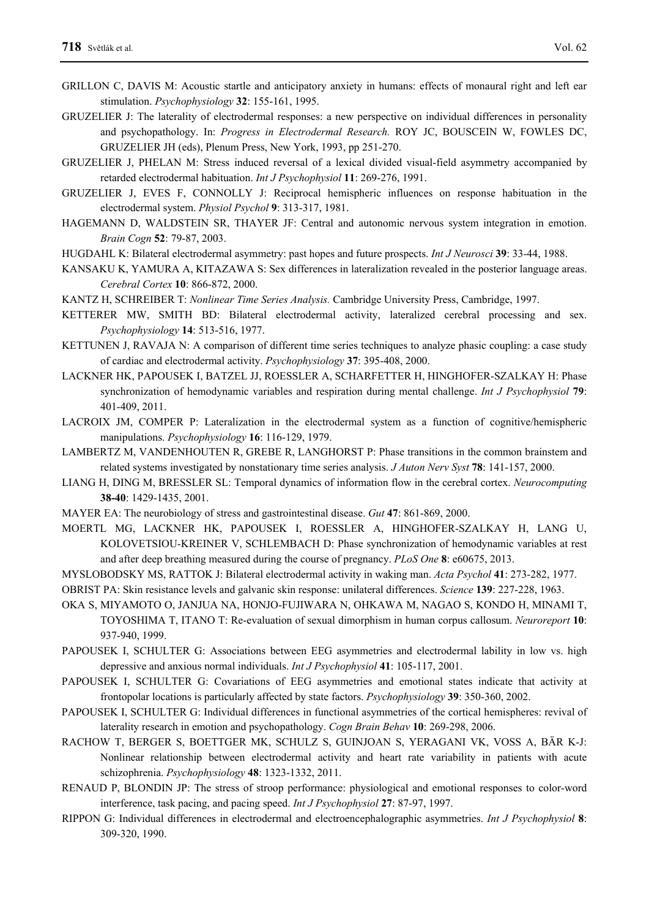GRILLON C, DAVIS M: Acoustic startle and anticipatory anxiety in humans: effects of monaural right and left ear stimulation. *Psychophysiology* **32**: 155-161, 1995.

GRUZELIER J: The laterality of electrodermal responses: a new perspective on individual differences in personality and psychopathology. In: *Progress in Electrodermal Research.* ROY JC, BOUSCEIN W, FOWLES DC, GRUZELIER JH (eds), Plenum Press, New York, 1993, pp 251-270.

GRUZELIER J, PHELAN M: Stress induced reversal of a lexical divided visual-field asymmetry accompanied by retarded electrodermal habituation. *Int J Psychophysiol* **11**: 269-276, 1991.

GRUZELIER J, EVES F, CONNOLLY J: Reciprocal hemispheric influences on response habituation in the electrodermal system. *Physiol Psychol* **9**: 313-317, 1981.

HAGEMANN D, WALDSTEIN SR, THAYER JF: Central and autonomic nervous system integration in emotion. *Brain Cogn* **52**: 79-87, 2003.

HUGDAHL K: Bilateral electrodermal asymmetry: past hopes and future prospects. *Int J Neurosci* **39**: 33-44, 1988.

KANSAKU K, YAMURA A, KITAZAWA S: Sex differences in lateralization revealed in the posterior language areas. *Cerebral Cortex* **10**: 866-872, 2000.

KANTZ H, SCHREIBER T: *Nonlinear Time Series Analysis.* Cambridge University Press, Cambridge, 1997.

KETTERER MW, SMITH BD: Bilateral electrodermal activity, lateralized cerebral processing and sex. *Psychophysiology* **14**: 513-516, 1977.

KETTUNEN J, RAVAJA N: A comparison of different time series techniques to analyze phasic coupling: a case study of cardiac and electrodermal activity. *Psychophysiology* **37**: 395-408, 2000.

LACKNER HK, PAPOUSEK I, BATZEL JJ, ROESSLER A, SCHARFETTER H, HINGHOFER-SZALKAY H: Phase synchronization of hemodynamic variables and respiration during mental challenge. *Int J Psychophysiol* **79**: 401-409, 2011.

LACROIX JM, COMPER P: Lateralization in the electrodermal system as a function of cognitive/hemispheric manipulations. *Psychophysiology* **16**: 116-129, 1979.

LAMBERTZ M, VANDENHOUTEN R, GREBE R, LANGHORST P: Phase transitions in the common brainstem and related systems investigated by nonstationary time series analysis. *J Auton Nerv Syst* **78**: 141-157, 2000.

LIANG H, DING M, BRESSLER SL: Temporal dynamics of information flow in the cerebral cortex. *Neurocomputing* **38-40**: 1429-1435, 2001.

MAYER EA: The neurobiology of stress and gastrointestinal disease. *Gut* **47**: 861-869, 2000.

MOERTL MG, LACKNER HK, PAPOUSEK I, ROESSLER A, HINGHOFER-SZALKAY H, LANG U, KOLOVETSIOU-KREINER V, SCHLEMBACH D: Phase synchronization of hemodynamic variables at rest and after deep breathing measured during the course of pregnancy. *PLoS One* **8**: e60675, 2013.

MYSLOBODSKY MS, RATTOK J: Bilateral electrodermal activity in waking man. *Acta Psychol* **41**: 273-282, 1977.

OBRIST PA: Skin resistance levels and galvanic skin response: unilateral differences. *Science* **139**: 227-228, 1963.

OKA S, MIYAMOTO O, JANJUA NA, HONJO-FUJIWARA N, OHKAWA M, NAGAO S, KONDO H, MINAMI T, TOYOSHIMA T, ITANO T: Re-evaluation of sexual dimorphism in human corpus callosum. *Neuroreport* **10**: 937-940, 1999.

PAPOUSEK I, SCHULTER G: Associations between EEG asymmetries and electrodermal lability in low vs. high depressive and anxious normal individuals. *Int J Psychophysiol* **41**: 105-117, 2001.

PAPOUSEK I, SCHULTER G: Covariations of EEG asymmetries and emotional states indicate that activity at frontopolar locations is particularly affected by state factors. *Psychophysiology* **39**: 350-360, 2002.

PAPOUSEK I, SCHULTER G: Individual differences in functional asymmetries of the cortical hemispheres: revival of laterality research in emotion and psychopathology. *Cogn Brain Behav* **10**: 269-298, 2006.

RACHOW T, BERGER S, BOETTGER MK, SCHULZ S, GUINJOAN S, YERAGANI VK, VOSS A, BÄR K-J: Nonlinear relationship between electrodermal activity and heart rate variability in patients with acute schizophrenia. *Psychophysiology* **48**: 1323-1332, 2011.

RENAUD P, BLONDIN JP: The stress of stroop performance: physiological and emotional responses to color-word interference, task pacing, and pacing speed. *Int J Psychophysiol* **27**: 87-97, 1997.

RIPPON G: Individual differences in electrodermal and electroencephalographic asymmetries. *Int J Psychophysiol* **8**: 309-320, 1990.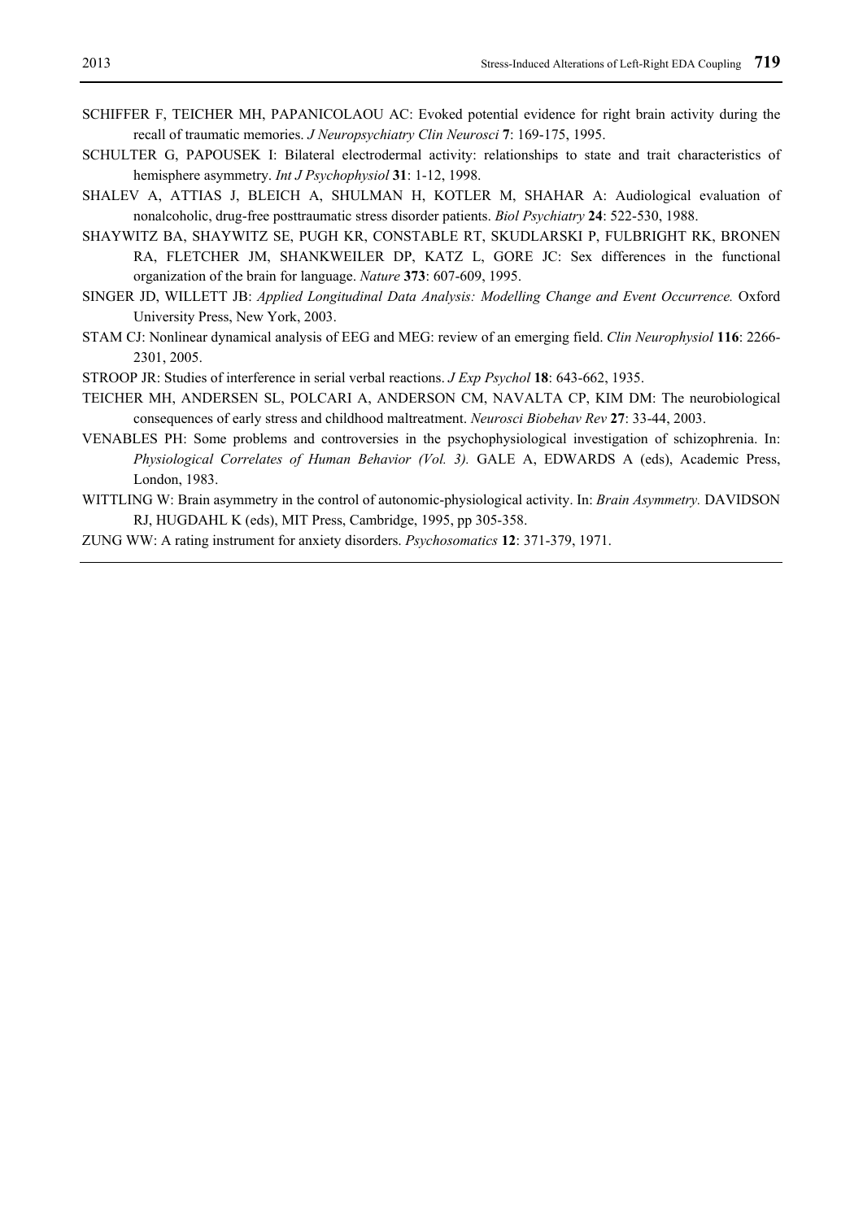SCHIFFER F, TEICHER MH, PAPANICOLAOU AC: Evoked potential evidence for right brain activity during the recall of traumatic memories. *J Neuropsychiatry Clin Neurosci* **7**: 169-175, 1995.

SCHULTER G, PAPOUSEK I: Bilateral electrodermal activity: relationships to state and trait characteristics of hemisphere asymmetry. *Int J Psychophysiol* **31**: 1-12, 1998.

SHALEV A, ATTIAS J, BLEICH A, SHULMAN H, KOTLER M, SHAHAR A: Audiological evaluation of nonalcoholic, drug-free posttraumatic stress disorder patients. *Biol Psychiatry* **24**: 522-530, 1988.

SHAYWITZ BA, SHAYWITZ SE, PUGH KR, CONSTABLE RT, SKUDLARSKI P, FULBRIGHT RK, BRONEN RA, FLETCHER JM, SHANKWEILER DP, KATZ L, GORE JC: Sex differences in the functional organization of the brain for language. *Nature* **373**: 607-609, 1995.

SINGER JD, WILLETT JB: *Applied Longitudinal Data Analysis: Modelling Change and Event Occurrence.* Oxford University Press, New York, 2003.

STAM CJ: Nonlinear dynamical analysis of EEG and MEG: review of an emerging field. *Clin Neurophysiol* **116**: 2266-2301, 2005.

STROOP JR: Studies of interference in serial verbal reactions. *J Exp Psychol* **18**: 643-662, 1935.

TEICHER MH, ANDERSEN SL, POLCARI A, ANDERSON CM, NAVALTA CP, KIM DM: The neurobiological consequences of early stress and childhood maltreatment. *Neurosci Biobehav Rev* **27**: 33-44, 2003.

VENABLES PH: Some problems and controversies in the psychophysiological investigation of schizophrenia. In: *Physiological Correlates of Human Behavior (Vol. 3).* GALE A, EDWARDS A (eds), Academic Press, London, 1983.

WITTLING W: Brain asymmetry in the control of autonomic-physiological activity. In: *Brain Asymmetry.* DAVIDSON RJ, HUGDAHL K (eds), MIT Press, Cambridge, 1995, pp 305-358.

ZUNG WW: A rating instrument for anxiety disorders. *Psychosomatics* **12**: 371-379, 1971.